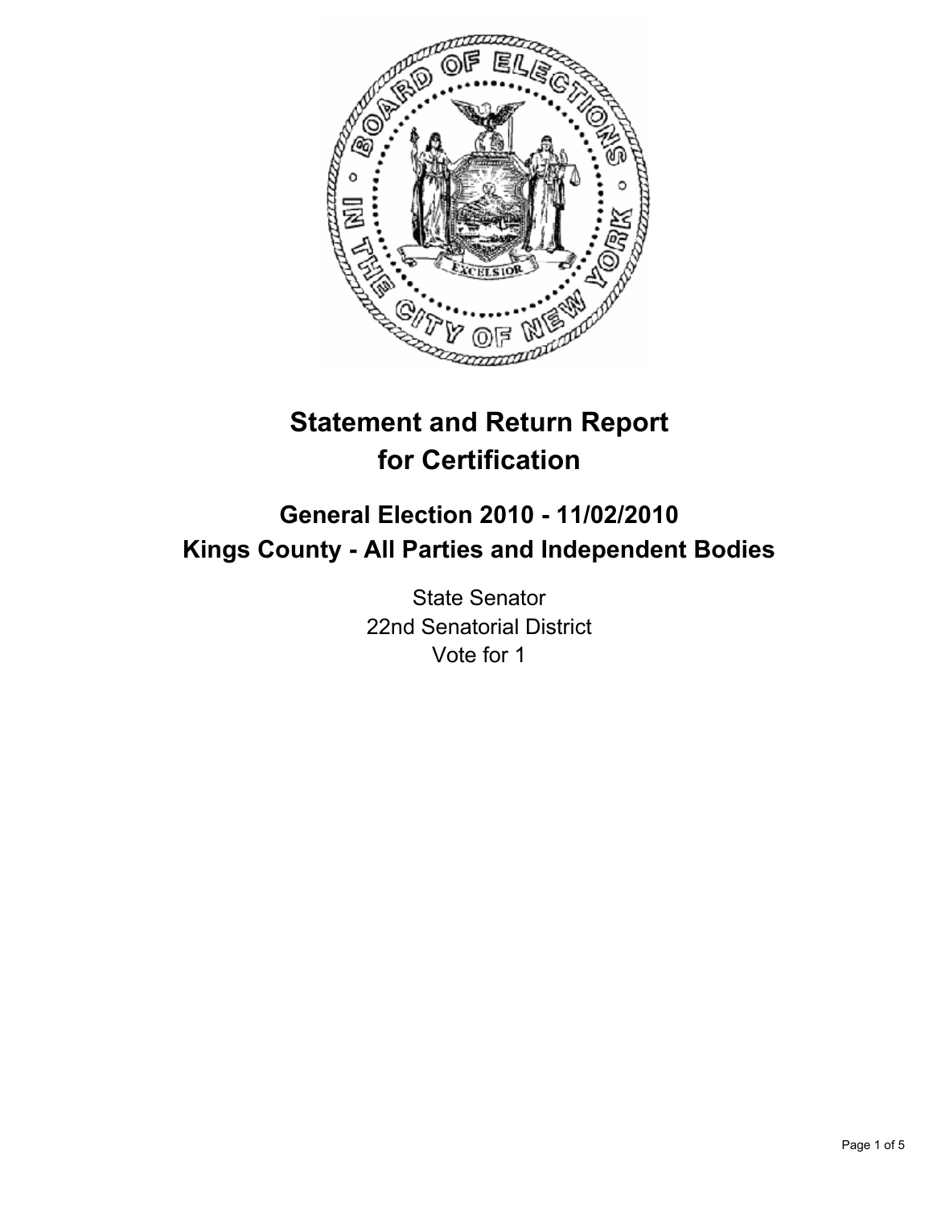# Statement and Return Report for Certification

## General Election 2010 - 11/02/2010
## Kings County - All Parties and Independent Bodies

State Senator
22nd Senatorial District
Vote for 1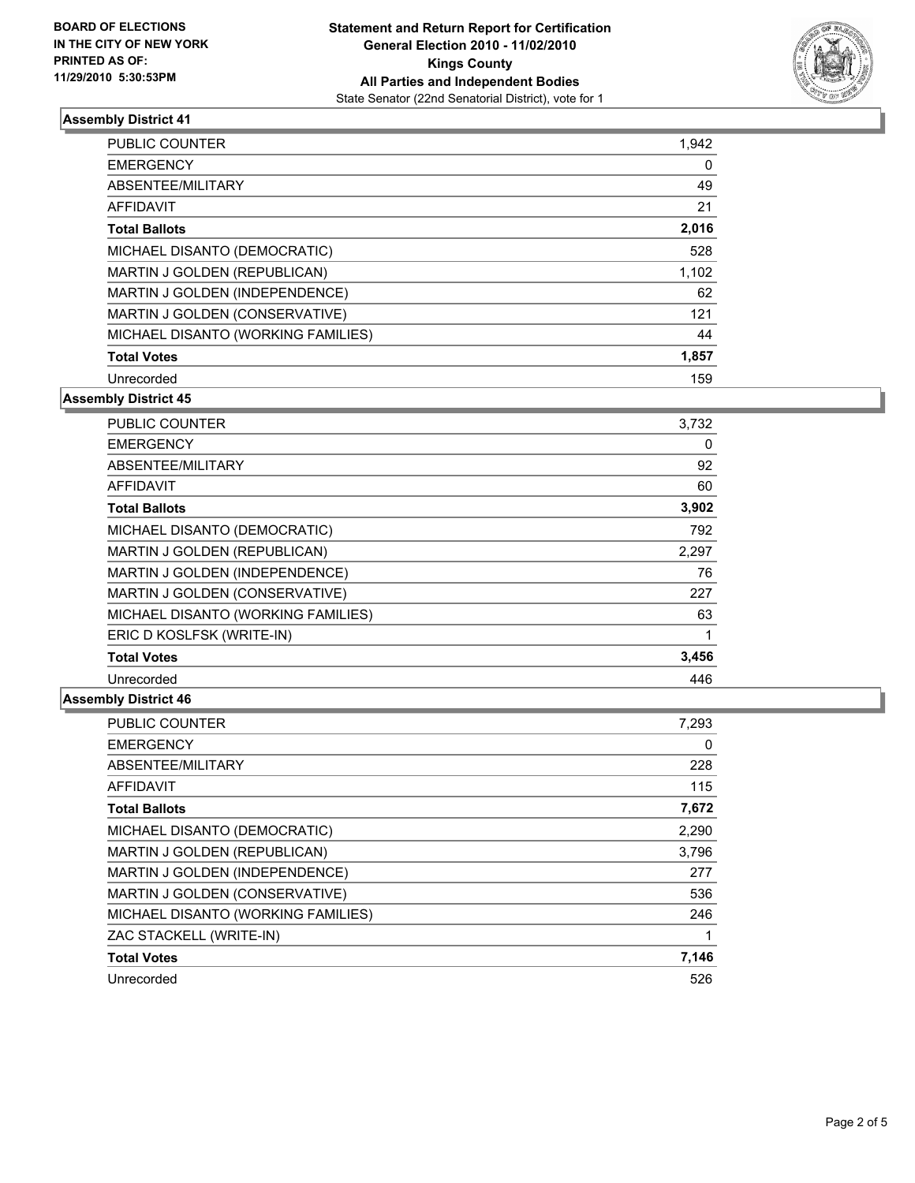**BOARD OF ELECTIONS IN THE CITY OF NEW YORK PRINTED AS OF: 11/29/2010 5:30:53PM**

**Statement and Return Report for Certification**
**General Election 2010 - 11/02/2010**
**Kings County**
**All Parties and Independent Bodies**
State Senator (22nd Senatorial District), vote for 1

### Assembly District 41

| | |
|---|---|
| PUBLIC COUNTER | 1,942 |
| EMERGENCY | 0 |
| ABSENTEE/MILITARY | 49 |
| AFFIDAVIT | 21 |
| **Total Ballots** | **2,016** |
| MICHAEL DISANTO (DEMOCRATIC) | 528 |
| MARTIN J GOLDEN (REPUBLICAN) | 1,102 |
| MARTIN J GOLDEN (INDEPENDENCE) | 62 |
| MARTIN J GOLDEN (CONSERVATIVE) | 121 |
| MICHAEL DISANTO (WORKING FAMILIES) | 44 |
| **Total Votes** | **1,857** |
| Unrecorded | 159 |

### Assembly District 45

| | |
|---|---|
| PUBLIC COUNTER | 3,732 |
| EMERGENCY | 0 |
| ABSENTEE/MILITARY | 92 |
| AFFIDAVIT | 60 |
| **Total Ballots** | **3,902** |
| MICHAEL DISANTO (DEMOCRATIC) | 792 |
| MARTIN J GOLDEN (REPUBLICAN) | 2,297 |
| MARTIN J GOLDEN (INDEPENDENCE) | 76 |
| MARTIN J GOLDEN (CONSERVATIVE) | 227 |
| MICHAEL DISANTO (WORKING FAMILIES) | 63 |
| ERIC D KOSLFSK (WRITE-IN) | 1 |
| **Total Votes** | **3,456** |
| Unrecorded | 446 |

### Assembly District 46

| | |
|---|---|
| PUBLIC COUNTER | 7,293 |
| EMERGENCY | 0 |
| ABSENTEE/MILITARY | 228 |
| AFFIDAVIT | 115 |
| **Total Ballots** | **7,672** |
| MICHAEL DISANTO (DEMOCRATIC) | 2,290 |
| MARTIN J GOLDEN (REPUBLICAN) | 3,796 |
| MARTIN J GOLDEN (INDEPENDENCE) | 277 |
| MARTIN J GOLDEN (CONSERVATIVE) | 536 |
| MICHAEL DISANTO (WORKING FAMILIES) | 246 |
| ZAC STACKELL (WRITE-IN) | 1 |
| **Total Votes** | **7,146** |
| Unrecorded | 526 |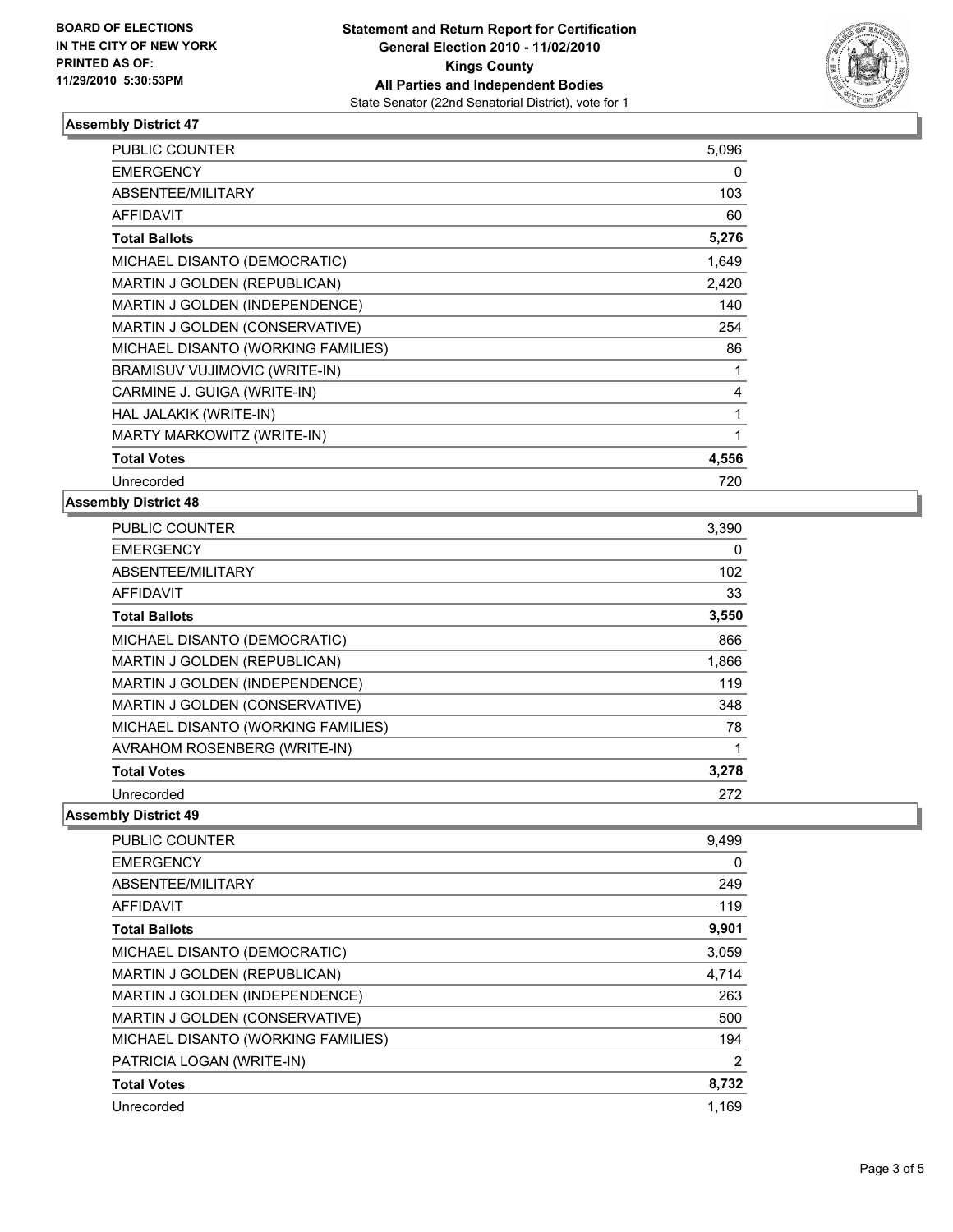BOARD OF ELECTIONS
IN THE CITY OF NEW YORK
PRINTED AS OF:
11/29/2010 5:30:53PM

**Statement and Return Report for Certification**
**General Election 2010 - 11/02/2010**
**Kings County**
**All Parties and Independent Bodies**
State Senator (22nd Senatorial District), vote for 1

### Assembly District 47

| | |
|---|---|
| PUBLIC COUNTER | 5,096 |
| EMERGENCY | 0 |
| ABSENTEE/MILITARY | 103 |
| AFFIDAVIT | 60 |
| **Total Ballots** | **5,276** |
| MICHAEL DISANTO (DEMOCRATIC) | 1,649 |
| MARTIN J GOLDEN (REPUBLICAN) | 2,420 |
| MARTIN J GOLDEN (INDEPENDENCE) | 140 |
| MARTIN J GOLDEN (CONSERVATIVE) | 254 |
| MICHAEL DISANTO (WORKING FAMILIES) | 86 |
| BRAMISUV VUJIMOVIC (WRITE-IN) | 1 |
| CARMINE J. GUIGA (WRITE-IN) | 4 |
| HAL JALAKIK (WRITE-IN) | 1 |
| MARTY MARKOWITZ (WRITE-IN) | 1 |
| **Total Votes** | **4,556** |
| Unrecorded | 720 |

### Assembly District 48

| | |
|---|---|
| PUBLIC COUNTER | 3,390 |
| EMERGENCY | 0 |
| ABSENTEE/MILITARY | 102 |
| AFFIDAVIT | 33 |
| **Total Ballots** | **3,550** |
| MICHAEL DISANTO (DEMOCRATIC) | 866 |
| MARTIN J GOLDEN (REPUBLICAN) | 1,866 |
| MARTIN J GOLDEN (INDEPENDENCE) | 119 |
| MARTIN J GOLDEN (CONSERVATIVE) | 348 |
| MICHAEL DISANTO (WORKING FAMILIES) | 78 |
| AVRAHOM ROSENBERG (WRITE-IN) | 1 |
| **Total Votes** | **3,278** |
| Unrecorded | 272 |

### Assembly District 49

| | |
|---|---|
| PUBLIC COUNTER | 9,499 |
| EMERGENCY | 0 |
| ABSENTEE/MILITARY | 249 |
| AFFIDAVIT | 119 |
| **Total Ballots** | **9,901** |
| MICHAEL DISANTO (DEMOCRATIC) | 3,059 |
| MARTIN J GOLDEN (REPUBLICAN) | 4,714 |
| MARTIN J GOLDEN (INDEPENDENCE) | 263 |
| MARTIN J GOLDEN (CONSERVATIVE) | 500 |
| MICHAEL DISANTO (WORKING FAMILIES) | 194 |
| PATRICIA LOGAN (WRITE-IN) | 2 |
| **Total Votes** | **8,732** |
| Unrecorded | 1,169 |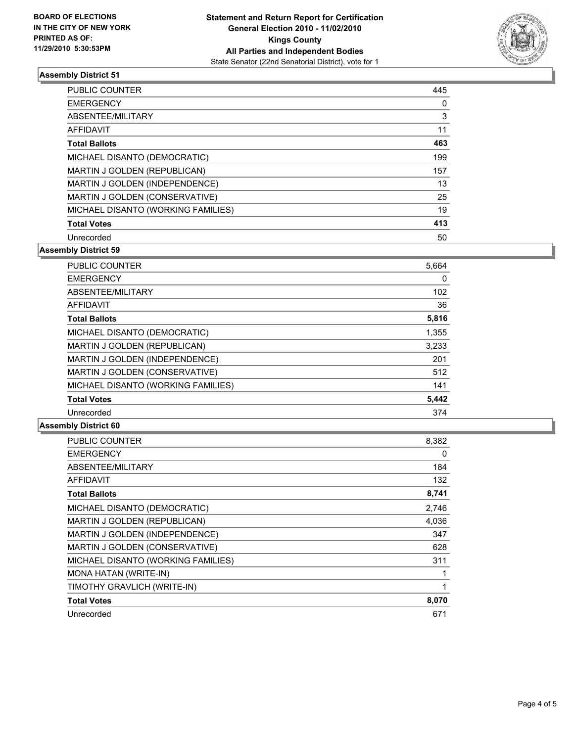BOARD OF ELECTIONS
IN THE CITY OF NEW YORK
PRINTED AS OF:
11/29/2010 5:30:53PM

**Statement and Return Report for Certification**
**General Election 2010 - 11/02/2010**
**Kings County**
**All Parties and Independent Bodies**
State Senator (22nd Senatorial District), vote for 1

### Assembly District 51

| | |
|---|---|
| PUBLIC COUNTER | 445 |
| EMERGENCY | 0 |
| ABSENTEE/MILITARY | 3 |
| AFFIDAVIT | 11 |
| **Total Ballots** | **463** |
| MICHAEL DISANTO (DEMOCRATIC) | 199 |
| MARTIN J GOLDEN (REPUBLICAN) | 157 |
| MARTIN J GOLDEN (INDEPENDENCE) | 13 |
| MARTIN J GOLDEN (CONSERVATIVE) | 25 |
| MICHAEL DISANTO (WORKING FAMILIES) | 19 |
| **Total Votes** | **413** |
| Unrecorded | 50 |

### Assembly District 59

| | |
|---|---|
| PUBLIC COUNTER | 5,664 |
| EMERGENCY | 0 |
| ABSENTEE/MILITARY | 102 |
| AFFIDAVIT | 36 |
| **Total Ballots** | **5,816** |
| MICHAEL DISANTO (DEMOCRATIC) | 1,355 |
| MARTIN J GOLDEN (REPUBLICAN) | 3,233 |
| MARTIN J GOLDEN (INDEPENDENCE) | 201 |
| MARTIN J GOLDEN (CONSERVATIVE) | 512 |
| MICHAEL DISANTO (WORKING FAMILIES) | 141 |
| **Total Votes** | **5,442** |
| Unrecorded | 374 |

### Assembly District 60

| | |
|---|---|
| PUBLIC COUNTER | 8,382 |
| EMERGENCY | 0 |
| ABSENTEE/MILITARY | 184 |
| AFFIDAVIT | 132 |
| **Total Ballots** | **8,741** |
| MICHAEL DISANTO (DEMOCRATIC) | 2,746 |
| MARTIN J GOLDEN (REPUBLICAN) | 4,036 |
| MARTIN J GOLDEN (INDEPENDENCE) | 347 |
| MARTIN J GOLDEN (CONSERVATIVE) | 628 |
| MICHAEL DISANTO (WORKING FAMILIES) | 311 |
| MONA HATAN (WRITE-IN) | 1 |
| TIMOTHY GRAVLICH (WRITE-IN) | 1 |
| **Total Votes** | **8,070** |
| Unrecorded | 671 |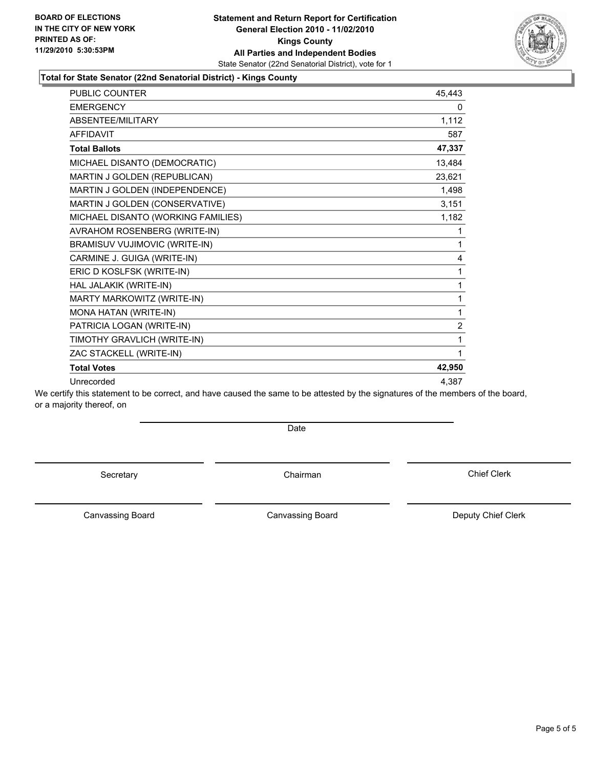**BOARD OF ELECTIONS IN THE CITY OF NEW YORK PRINTED AS OF: 11/29/2010 5:30:53PM**

**Statement and Return Report for Certification General Election 2010 - 11/02/2010 Kings County All Parties and Independent Bodies**

State Senator (22nd Senatorial District), vote for 1

### Total for State Senator (22nd Senatorial District) - Kings County

| | |
|---|---|
| PUBLIC COUNTER | 45,443 |
| EMERGENCY | 0 |
| ABSENTEE/MILITARY | 1,112 |
| AFFIDAVIT | 587 |
| **Total Ballots** | **47,337** |
| MICHAEL DISANTO (DEMOCRATIC) | 13,484 |
| MARTIN J GOLDEN (REPUBLICAN) | 23,621 |
| MARTIN J GOLDEN (INDEPENDENCE) | 1,498 |
| MARTIN J GOLDEN (CONSERVATIVE) | 3,151 |
| MICHAEL DISANTO (WORKING FAMILIES) | 1,182 |
| AVRAHOM ROSENBERG (WRITE-IN) | 1 |
| BRAMISUV VUJIMOVIC (WRITE-IN) | 1 |
| CARMINE J. GUIGA (WRITE-IN) | 4 |
| ERIC D KOSLFSK (WRITE-IN) | 1 |
| HAL JALAKIK (WRITE-IN) | 1 |
| MARTY MARKOWITZ (WRITE-IN) | 1 |
| MONA HATAN (WRITE-IN) | 1 |
| PATRICIA LOGAN (WRITE-IN) | 2 |
| TIMOTHY GRAVLICH (WRITE-IN) | 1 |
| ZAC STACKELL (WRITE-IN) | 1 |
| **Total Votes** | **42,950** |
| Unrecorded | 4,387 |

We certify this statement to be correct, and have caused the same to be attested by the signatures of the members of the board, or a majority thereof, on

Date

Secretary

Chairman

Chief Clerk

Canvassing Board

Canvassing Board

Deputy Chief Clerk